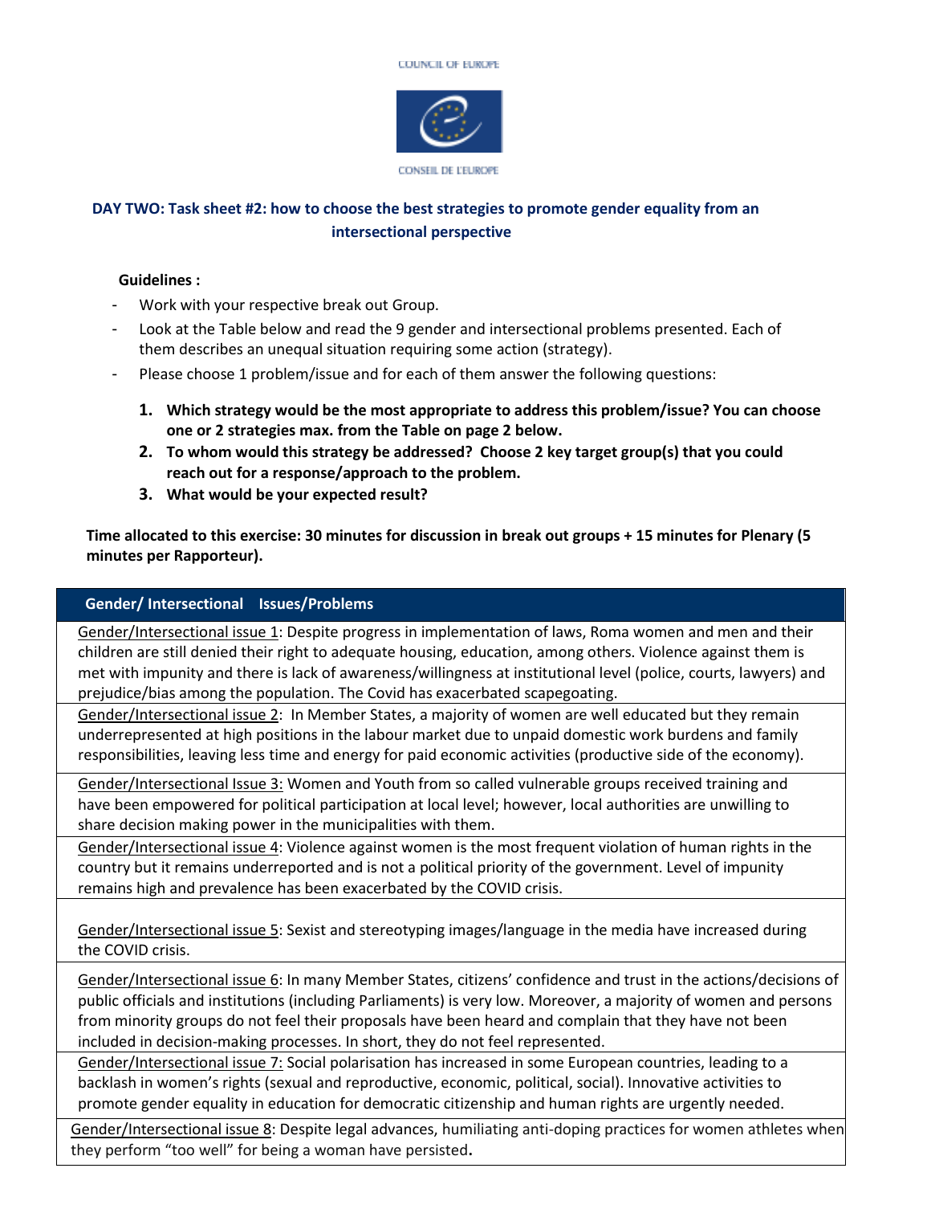COUNCIL OF EUROPE

CONSEIL DE L'EUROPE

## DAY TWO: Task sheet #2: how to choose the best strategies to promote gender equality from an intersectional perspective

**Guidelines :**

- Work with your respective break out Group.
- Look at the Table below and read the 9 gender and intersectional problems presented. Each of them describes an unequal situation requiring some action (strategy).
- Please choose 1 problem/issue and for each of them answer the following questions:

  1. **Which strategy would be the most appropriate to address this problem/issue? You can choose one or 2 strategies max. from the Table on page 2 below.**
  2. **To whom would this strategy be addressed? Choose 2 key target group(s) that you could reach out for a response/approach to the problem.**
  3. **What would be your expected result?**

**Time allocated to this exercise: 30 minutes for discussion in break out groups + 15 minutes for Plenary (5 minutes per Rapporteur).**

| Gender/ Intersectional Issues/Problems |
|---|
| Gender/Intersectional issue 1: Despite progress in implementation of laws, Roma women and men and their children are still denied their right to adequate housing, education, among others. Violence against them is met with impunity and there is lack of awareness/willingness at institutional level (police, courts, lawyers) and prejudice/bias among the population. The Covid has exacerbated scapegoating. |
| Gender/Intersectional issue 2: In Member States, a majority of women are well educated but they remain underrepresented at high positions in the labour market due to unpaid domestic work burdens and family responsibilities, leaving less time and energy for paid economic activities (productive side of the economy). |
| Gender/Intersectional Issue 3: Women and Youth from so called vulnerable groups received training and have been empowered for political participation at local level; however, local authorities are unwilling to share decision making power in the municipalities with them. |
| Gender/Intersectional issue 4: Violence against women is the most frequent violation of human rights in the country but it remains underreported and is not a political priority of the government. Level of impunity remains high and prevalence has been exacerbated by the COVID crisis. |
| Gender/Intersectional issue 5: Sexist and stereotyping images/language in the media have increased during the COVID crisis. |
| Gender/Intersectional issue 6: In many Member States, citizens' confidence and trust in the actions/decisions of public officials and institutions (including Parliaments) is very low. Moreover, a majority of women and persons from minority groups do not feel their proposals have been heard and complain that they have not been included in decision-making processes. In short, they do not feel represented. |
| Gender/Intersectional issue 7: Social polarisation has increased in some European countries, leading to a backlash in women's rights (sexual and reproductive, economic, political, social). Innovative activities to promote gender equality in education for democratic citizenship and human rights are urgently needed. |
| Gender/Intersectional issue 8: Despite legal advances, humiliating anti-doping practices for women athletes when they perform "too well" for being a woman have persisted. |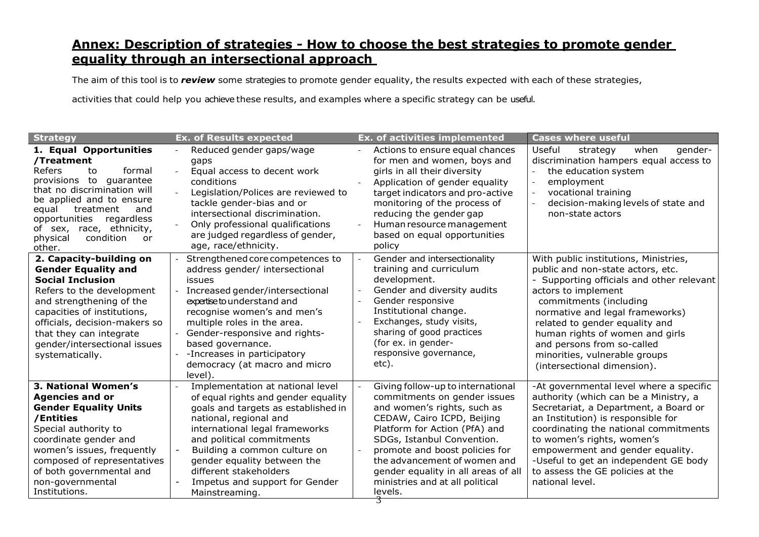## Annex: Description of strategies - How to choose the best strategies to promote gender equality through an intersectional approach

The aim of this tool is to ***review*** some strategies to promote gender equality, the results expected with each of these strategies, activities that could help you achieve these results, and examples where a specific strategy can be useful.

| Strategy | Ex. of Results expected | Ex. of activities implemented | Cases where useful |
|---|---|---|---|
| **1. Equal Opportunities /Treatment**<br>Refers to formal provisions to guarantee that no discrimination will be applied and to ensure equal treatment and opportunities regardless of sex, race, ethnicity, physical condition or other. | - Reduced gender gaps/wage gaps<br>- Equal access to decent work conditions<br>- Legislation/Polices are reviewed to tackle gender-bias and or intersectional discrimination.<br>- Only professional qualifications are judged regardless of gender, age, race/ethnicity. | - Actions to ensure equal chances for men and women, boys and girls in all their diversity<br>- Application of gender equality target indicators and pro-active monitoring of the process of reducing the gender gap<br>- Human resource management based on equal opportunities policy | Useful strategy when gender-discrimination hampers equal access to<br>- the education system<br>- employment<br>- vocational training<br>- decision-making levels of state and non-state actors |
| **2. Capacity-building on Gender Equality and Social Inclusion**<br>Refers to the development and strengthening of the capacities of institutions, officials, decision-makers so that they can integrate gender/intersectional issues systematically. | - Strengthened core competences to address gender/ intersectional issues<br>- Increased gender/intersectional expertise to understand and recognise women's and men's multiple roles in the area.<br>- Gender-responsive and rights-based governance.<br>- -Increases in participatory democracy (at macro and micro level). | - Gender and intersectionality training and curriculum development.<br>- Gender and diversity audits<br>- Gender responsive Institutional change.<br>- Exchanges, study visits, sharing of good practices (for ex. in gender-responsive governance, etc). | With public institutions, Ministries, public and non-state actors, etc.<br>- Supporting officials and other relevant actors to implement commitments (including normative and legal frameworks) related to gender equality and human rights of women and girls and persons from so-called minorities, vulnerable groups (intersectional dimension). |
| **3. National Women's Agencies and or Gender Equality Units /Entities**<br>Special authority to coordinate gender and women's issues, frequently composed of representatives of both governmental and non-governmental Institutions. | - Implementation at national level of equal rights and gender equality goals and targets as established in national, regional and international legal frameworks and political commitments<br>- Building a common culture on gender equality between the different stakeholders<br>- Impetus and support for Gender Mainstreaming. | - Giving follow-up to international commitments on gender issues and women's rights, such as CEDAW, Cairo ICPD, Beijing Platform for Action (PfA) and SDGs, Istanbul Convention.<br>- promote and boost policies for the advancement of women and gender equality in all areas of all ministries and at all political levels. | -At governmental level where a specific authority (which can be a Ministry, a Secretariat, a Department, a Board or an Institution) is responsible for coordinating the national commitments to women's rights, women's empowerment and gender equality.<br>-Useful to get an independent GE body to assess the GE policies at the national level. |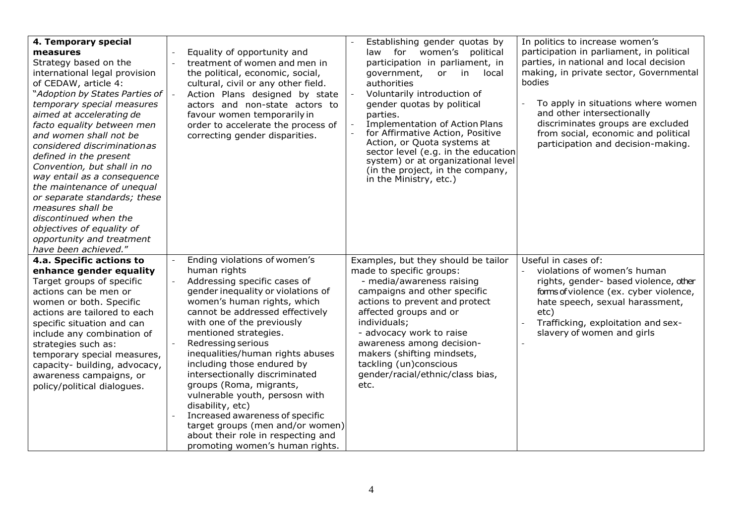| | | | |
|---|---|---|---|
| **4. Temporary special measures**<br>Strategy based on the international legal provision of CEDAW, article 4:<br>"*Adoption by States Parties of temporary special measures aimed at accelerating de facto equality between men and women shall not be considered discrimination as defined in the present Convention, but shall in no way entail as a consequence the maintenance of unequal or separate standards; these measures shall be discontinued when the objectives of equality of opportunity and treatment have been achieved.*" | - Equality of opportunity and<br>- treatment of women and men in the political, economic, social, cultural, civil or any other field.<br>- Action Plans designed by state actors and non-state actors to favour women temporarily in order to accelerate the process of correcting gender disparities. | - Establishing gender quotas by law for women's political participation in parliament, in government, or in local authorities<br>- Voluntarily introduction of gender quotas by political parties.<br>- Implementation of Action Plans<br>- for Affirmative Action, Positive Action, or Quota systems at sector level (e.g. in the education system) or at organizational level (in the project, in the company, in the Ministry, etc.) | In politics to increase women's participation in parliament, in political parties, in national and local decision making, in private sector, Governmental bodies<br><br>- To apply in situations where women and other intersectionally discriminates groups are excluded from social, economic and political participation and decision-making. |
| **4.a. Specific actions to enhance gender equality**<br>Target groups of specific actions can be men or women or both. Specific actions are tailored to each specific situation and can include any combination of strategies such as: temporary special measures, capacity- building, advocacy, awareness campaigns, or policy/political dialogues. | - Ending violations of women's human rights<br>- Addressing specific cases of gender inequality or violations of women's human rights, which cannot be addressed effectively with one of the previously mentioned strategies.<br>- Redressing serious inequalities/human rights abuses including those endured by intersectionally discriminated groups (Roma, migrants, vulnerable youth, persosn with disability, etc)<br>- Increased awareness of specific target groups (men and/or women) about their role in respecting and promoting women's human rights. | Examples, but they should be tailor made to specific groups:<br>- media/awareness raising campaigns and other specific actions to prevent and protect affected groups and or individuals;<br>- advocacy work to raise awareness among decision-makers (shifting mindsets, tackling (un)conscious gender/racial/ethnic/class bias, etc. | Useful in cases of:<br>- violations of women's human rights, gender- based violence, other forms of violence (ex. cyber violence, hate speech, sexual harassment, etc)<br>- Trafficking, exploitation and sex-slavery of women and girls<br>- |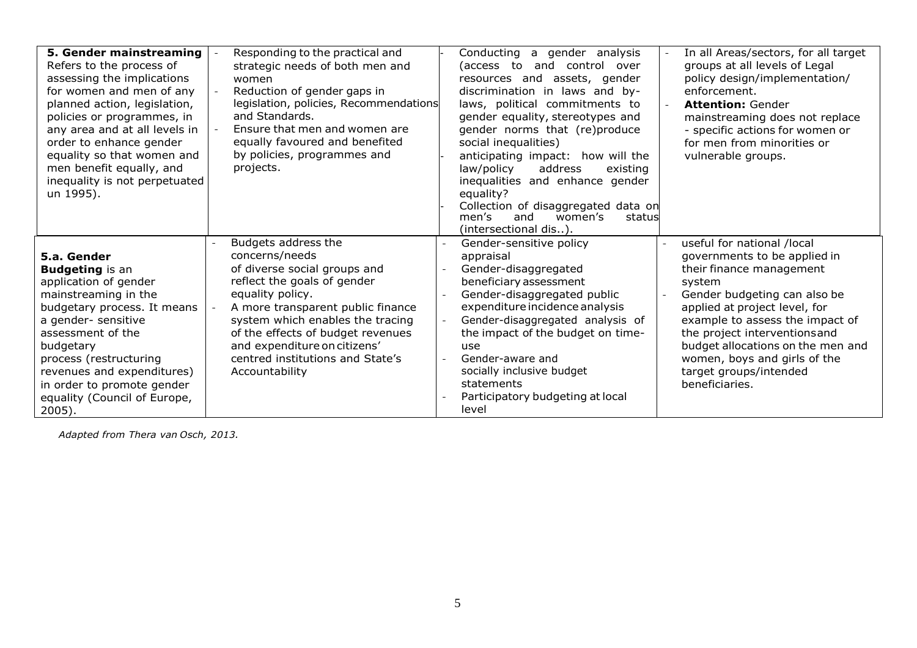| | | | |
|---|---|---|---|
| **5. Gender mainstreaming** Refers to the process of assessing the implications for women and men of any planned action, legislation, policies or programmes, in any area and at all levels in order to enhance gender equality so that women and men benefit equally, and inequality is not perpetuated un 1995). | - Responding to the practical and strategic needs of both men and women<br>- Reduction of gender gaps in legislation, policies, Recommendations and Standards.<br>- Ensure that men and women are equally favoured and benefited by policies, programmes and projects. | - Conducting a gender analysis (access to and control over resources and assets, gender discrimination in laws and by-laws, political commitments to gender equality, stereotypes and gender norms that (re)produce social inequalities)<br>- anticipating impact: how will the law/policy address existing inequalities and enhance gender equality?<br>- Collection of disaggregated data on men's and women's status (intersectional dis..). | - In all Areas/sectors, for all target groups at all levels of Legal policy design/implementation/ enforcement.<br>- **Attention:** Gender mainstreaming does not replace - specific actions for women or for men from minorities or vulnerable groups. |
| **5.a. Gender Budgeting** is an application of gender mainstreaming in the budgetary process. It means a gender- sensitive assessment of the budgetary process (restructuring revenues and expenditures) in order to promote gender equality (Council of Europe, 2005). | - Budgets address the concerns/needs of diverse social groups and reflect the goals of gender equality policy.<br>- A more transparent public finance system which enables the tracing of the effects of budget revenues and expenditure on citizens' centred institutions and State's Accountability | - Gender-sensitive policy appraisal<br>- Gender-disaggregated beneficiary assessment<br>- Gender-disaggregated public expenditure incidence analysis<br>- Gender-disaggregated analysis of the impact of the budget on time-use<br>- Gender-aware and socially inclusive budget statements<br>- Participatory budgeting at local level | - useful for national /local governments to be applied in their finance management system<br>- Gender budgeting can also be applied at project level, for example to assess the impact of the project interventions and budget allocations on the men and women, boys and girls of the target groups/intended beneficiaries. |

*Adapted from Thera van Osch, 2013.*